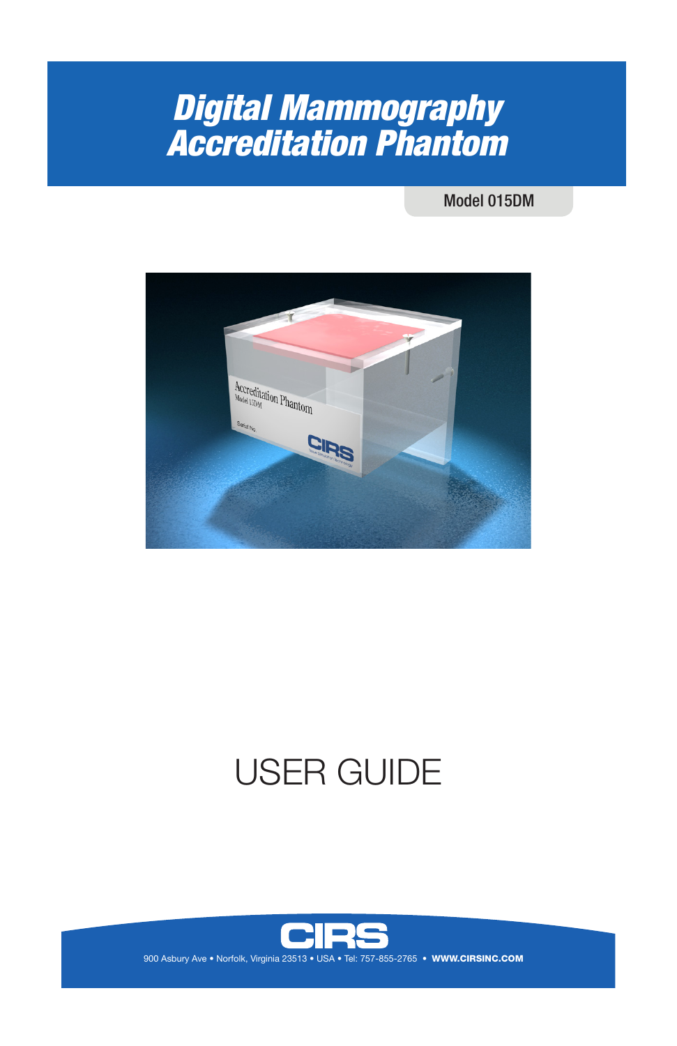# Digital Mammography Accreditation Phantom

Model 015DM

# USER GUIDE

CIRS

900 Asbury Ave • Norfolk, Virginia 23513 • USA • Tel: 757-855-2765 • **WWW.CIRSINC.COM**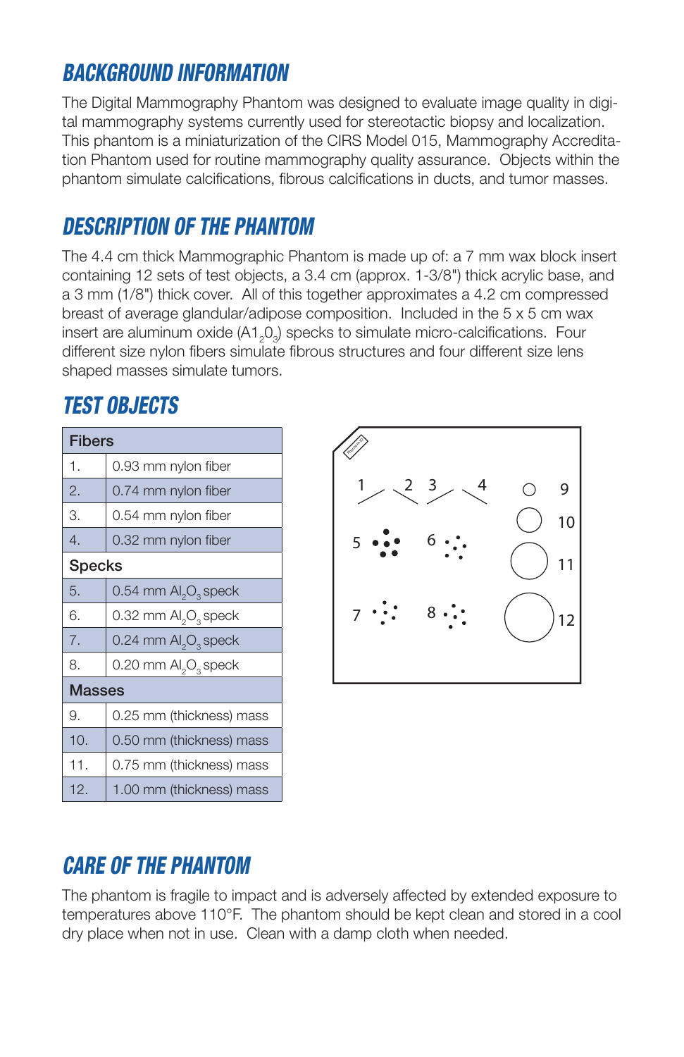## BACKGROUND INFORMATION

The Digital Mammography Phantom was designed to evaluate image quality in digital mammography systems currently used for stereotactic biopsy and localization. This phantom is a miniaturization of the CIRS Model 015, Mammography Accreditation Phantom used for routine mammography quality assurance. Objects within the phantom simulate calcifications, fibrous calcifications in ducts, and tumor masses.

## DESCRIPTION OF THE PHANTOM

The 4.4 cm thick Mammographic Phantom is made up of: a 7 mm wax block insert containing 12 sets of test objects, a 3.4 cm (approx. 1-3/8") thick acrylic base, and a 3 mm (1/8") thick cover. All of this together approximates a 4.2 cm compressed breast of average glandular/adipose composition. Included in the 5 x 5 cm wax insert are aluminum oxide ($A1_20_3$) specks to simulate micro-calcifications. Four different size nylon fibers simulate fibrous structures and four different size lens shaped masses simulate tumors.

## TEST OBJECTS

| Fibers | |
|---|---|
| 1. | 0.93 mm nylon fiber |
| 2. | 0.74 mm nylon fiber |
| 3. | 0.54 mm nylon fiber |
| 4. | 0.32 mm nylon fiber |
| **Specks** | |
| 5. | 0.54 mm $Al_2O_3$ speck |
| 6. | 0.32 mm $Al_2O_3$ speck |
| 7. | 0.24 mm $Al_2O_3$ speck |
| 8. | 0.20 mm $Al_2O_3$ speck |
| **Masses** | |
| 9. | 0.25 mm (thickness) mass |
| 10. | 0.50 mm (thickness) mass |
| 11. | 0.75 mm (thickness) mass |
| 12. | 1.00 mm (thickness) mass |

## CARE OF THE PHANTOM

The phantom is fragile to impact and is adversely affected by extended exposure to temperatures above 110°F. The phantom should be kept clean and stored in a cool dry place when not in use. Clean with a damp cloth when needed.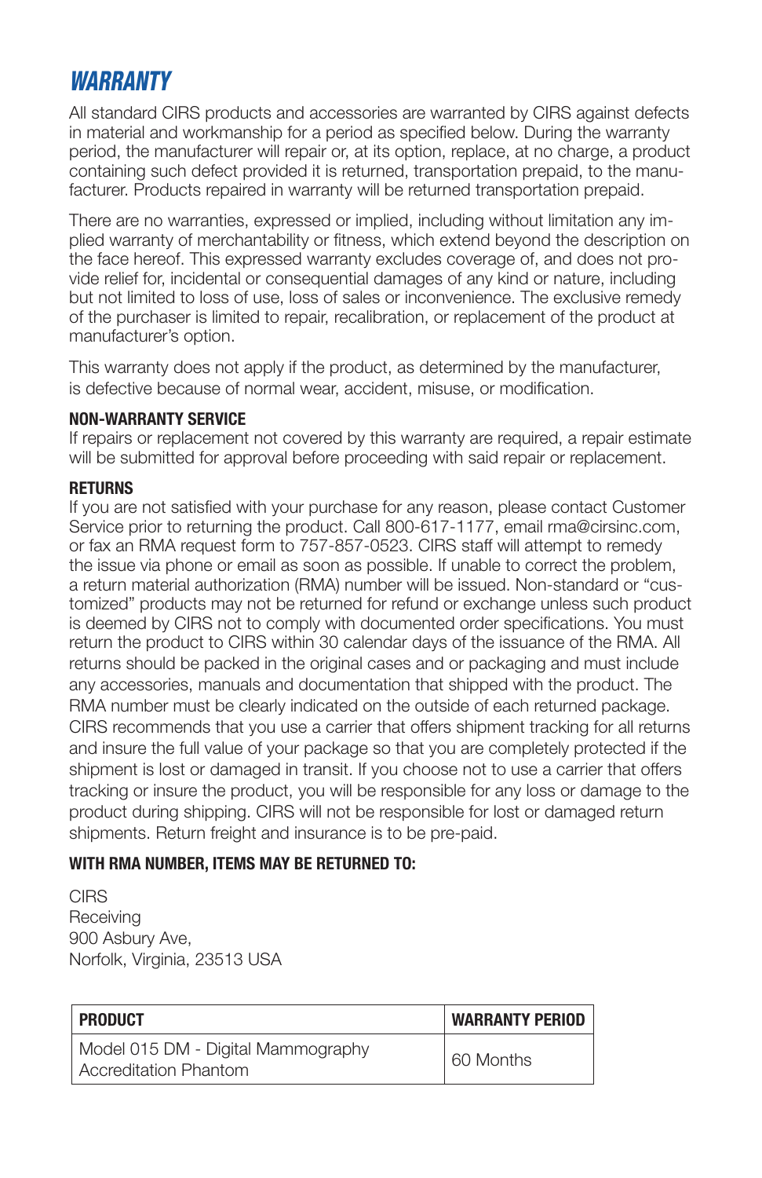# *WARRANTY*

All standard CIRS products and accessories are warranted by CIRS against defects in material and workmanship for a period as specified below. During the warranty period, the manufacturer will repair or, at its option, replace, at no charge, a product containing such defect provided it is returned, transportation prepaid, to the manufacturer. Products repaired in warranty will be returned transportation prepaid.

There are no warranties, expressed or implied, including without limitation any implied warranty of merchantability or fitness, which extend beyond the description on the face hereof. This expressed warranty excludes coverage of, and does not provide relief for, incidental or consequential damages of any kind or nature, including but not limited to loss of use, loss of sales or inconvenience. The exclusive remedy of the purchaser is limited to repair, recalibration, or replacement of the product at manufacturer's option.

This warranty does not apply if the product, as determined by the manufacturer, is defective because of normal wear, accident, misuse, or modification.

**NON-WARRANTY SERVICE**

If repairs or replacement not covered by this warranty are required, a repair estimate will be submitted for approval before proceeding with said repair or replacement.

**RETURNS**

If you are not satisfied with your purchase for any reason, please contact Customer Service prior to returning the product. Call 800-617-1177, email rma@cirsinc.com, or fax an RMA request form to 757-857-0523. CIRS staff will attempt to remedy the issue via phone or email as soon as possible. If unable to correct the problem, a return material authorization (RMA) number will be issued. Non-standard or "customized" products may not be returned for refund or exchange unless such product is deemed by CIRS not to comply with documented order specifications. You must return the product to CIRS within 30 calendar days of the issuance of the RMA. All returns should be packed in the original cases and or packaging and must include any accessories, manuals and documentation that shipped with the product. The RMA number must be clearly indicated on the outside of each returned package. CIRS recommends that you use a carrier that offers shipment tracking for all returns and insure the full value of your package so that you are completely protected if the shipment is lost or damaged in transit. If you choose not to use a carrier that offers tracking or insure the product, you will be responsible for any loss or damage to the product during shipping. CIRS will not be responsible for lost or damaged return shipments. Return freight and insurance is to be pre-paid.

**WITH RMA NUMBER, ITEMS MAY BE RETURNED TO:**

CIRS
Receiving
900 Asbury Ave,
Norfolk, Virginia, 23513 USA

| PRODUCT | WARRANTY PERIOD |
|---|---|
| Model 015 DM - Digital Mammography Accreditation Phantom | 60 Months |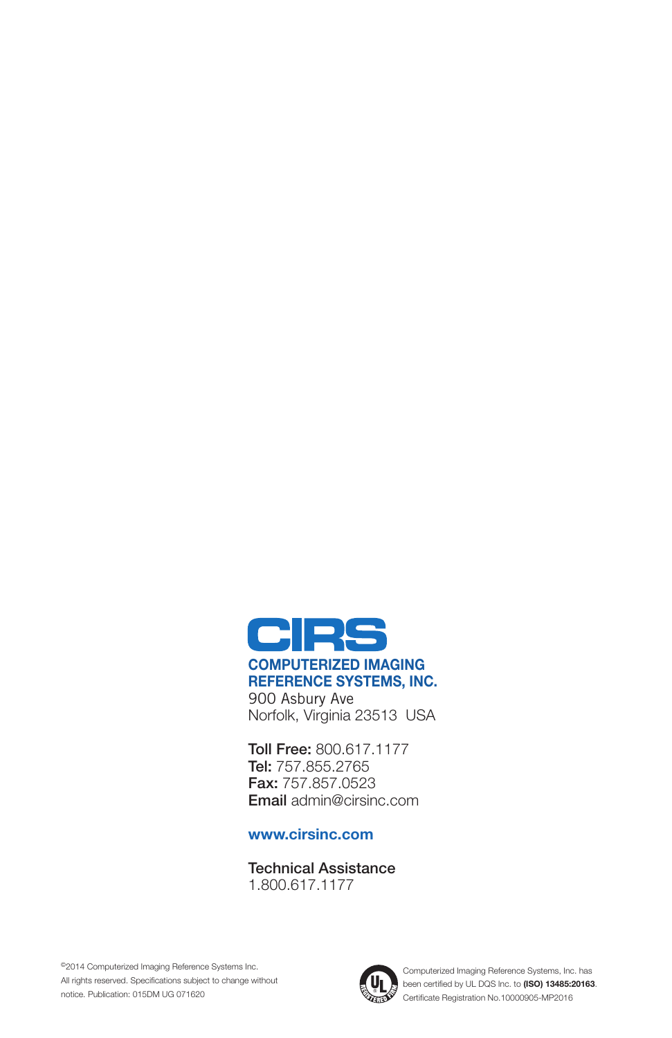CIRS

**COMPUTERIZED IMAGING REFERENCE SYSTEMS, INC.**

900 Asbury Ave
Norfolk, Virginia 23513 USA

**Toll Free:** 800.617.1177
**Tel:** 757.855.2765
**Fax:** 757.857.0523
**Email** admin@cirsinc.com

**www.cirsinc.com**

Technical Assistance
1.800.617.1177

©2014 Computerized Imaging Reference Systems Inc.
All rights reserved. Specifications subject to change without notice. Publication: 015DM UG 071620

Computerized Imaging Reference Systems, Inc. has been certified by UL DQS Inc. to **(ISO) 13485:20163**. Certificate Registration No.10000905-MP2016